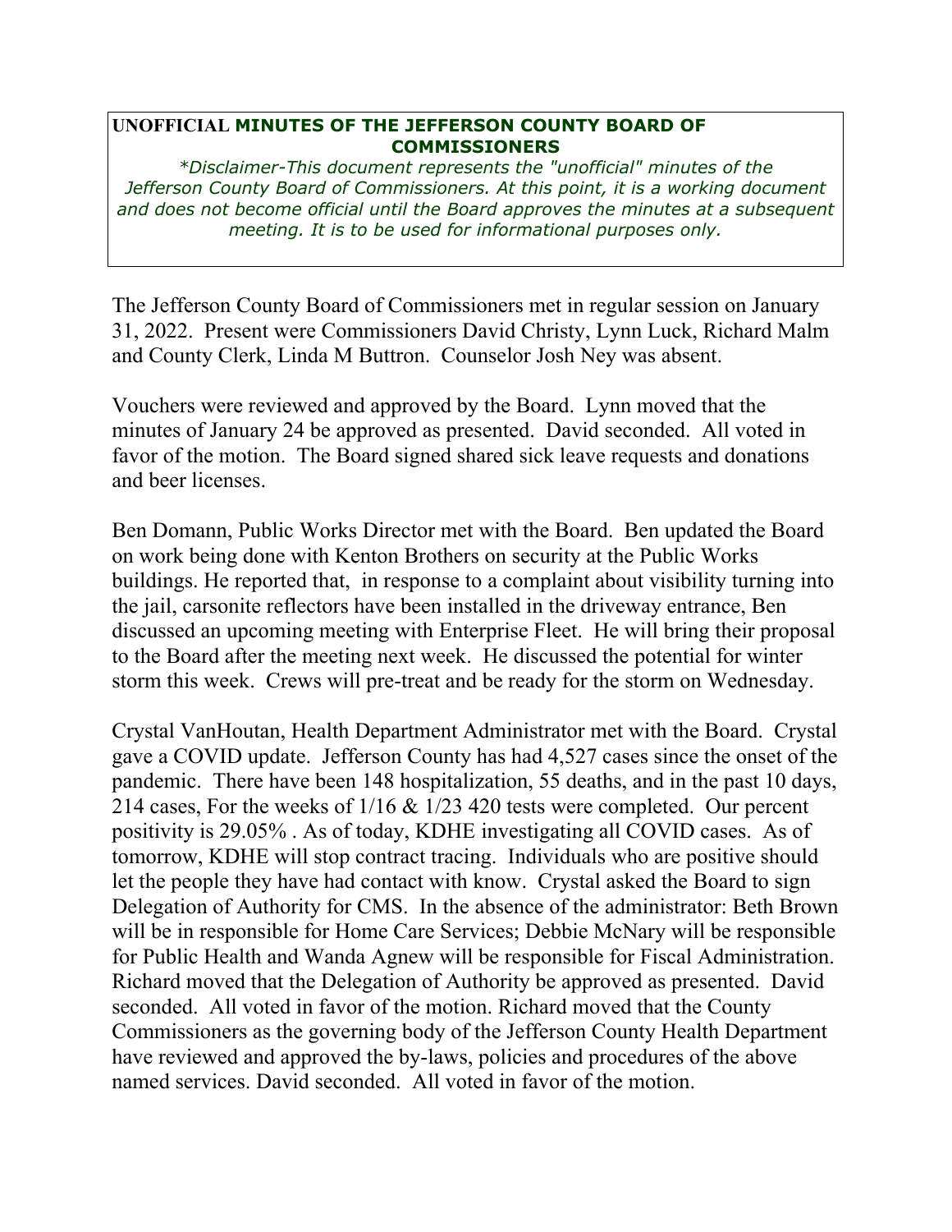**UNOFFICIAL MINUTES OF THE JEFFERSON COUNTY BOARD OF COMMISSIONERS**

*\*Disclaimer-This document represents the "unofficial" minutes of the Jefferson County Board of Commissioners. At this point, it is a working document and does not become official until the Board approves the minutes at a subsequent meeting. It is to be used for informational purposes only.*

The Jefferson County Board of Commissioners met in regular session on January 31, 2022. Present were Commissioners David Christy, Lynn Luck, Richard Malm and County Clerk, Linda M Buttron. Counselor Josh Ney was absent.

Vouchers were reviewed and approved by the Board. Lynn moved that the minutes of January 24 be approved as presented. David seconded. All voted in favor of the motion. The Board signed shared sick leave requests and donations and beer licenses.

Ben Domann, Public Works Director met with the Board. Ben updated the Board on work being done with Kenton Brothers on security at the Public Works buildings. He reported that, in response to a complaint about visibility turning into the jail, carsonite reflectors have been installed in the driveway entrance, Ben discussed an upcoming meeting with Enterprise Fleet. He will bring their proposal to the Board after the meeting next week. He discussed the potential for winter storm this week. Crews will pre-treat and be ready for the storm on Wednesday.

Crystal VanHoutan, Health Department Administrator met with the Board. Crystal gave a COVID update. Jefferson County has had 4,527 cases since the onset of the pandemic. There have been 148 hospitalization, 55 deaths, and in the past 10 days, 214 cases, For the weeks of 1/16 & 1/23 420 tests were completed. Our percent positivity is 29.05% . As of today, KDHE investigating all COVID cases. As of tomorrow, KDHE will stop contract tracing. Individuals who are positive should let the people they have had contact with know. Crystal asked the Board to sign Delegation of Authority for CMS. In the absence of the administrator: Beth Brown will be in responsible for Home Care Services; Debbie McNary will be responsible for Public Health and Wanda Agnew will be responsible for Fiscal Administration. Richard moved that the Delegation of Authority be approved as presented. David seconded. All voted in favor of the motion. Richard moved that the County Commissioners as the governing body of the Jefferson County Health Department have reviewed and approved the by-laws, policies and procedures of the above named services. David seconded. All voted in favor of the motion.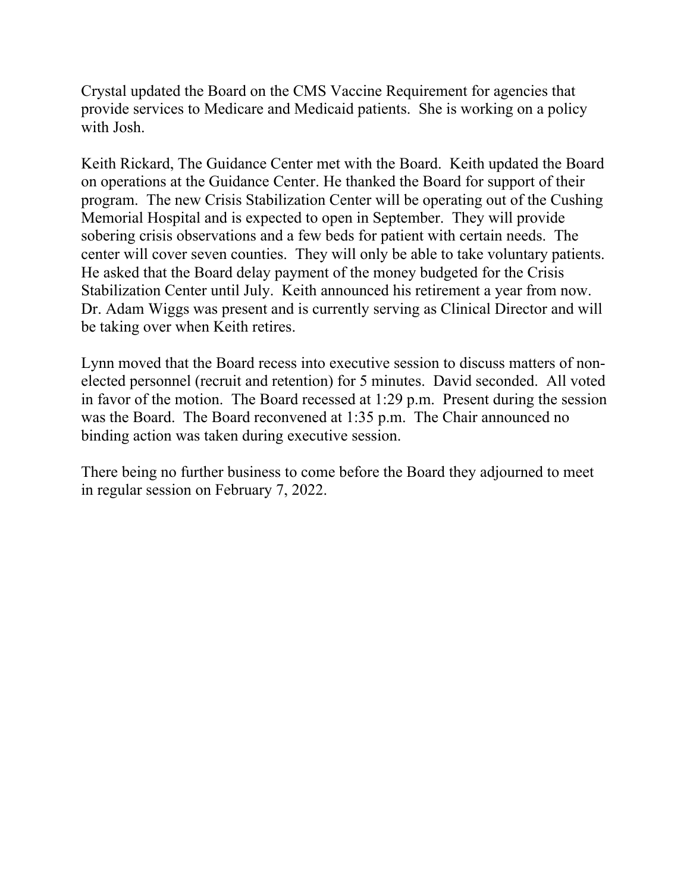Crystal updated the Board on the CMS Vaccine Requirement for agencies that provide services to Medicare and Medicaid patients. She is working on a policy with Josh.

Keith Rickard, The Guidance Center met with the Board. Keith updated the Board on operations at the Guidance Center. He thanked the Board for support of their program. The new Crisis Stabilization Center will be operating out of the Cushing Memorial Hospital and is expected to open in September. They will provide sobering crisis observations and a few beds for patient with certain needs. The center will cover seven counties. They will only be able to take voluntary patients. He asked that the Board delay payment of the money budgeted for the Crisis Stabilization Center until July. Keith announced his retirement a year from now. Dr. Adam Wiggs was present and is currently serving as Clinical Director and will be taking over when Keith retires.

Lynn moved that the Board recess into executive session to discuss matters of non-elected personnel (recruit and retention) for 5 minutes. David seconded. All voted in favor of the motion. The Board recessed at 1:29 p.m. Present during the session was the Board. The Board reconvened at 1:35 p.m. The Chair announced no binding action was taken during executive session.

There being no further business to come before the Board they adjourned to meet in regular session on February 7, 2022.